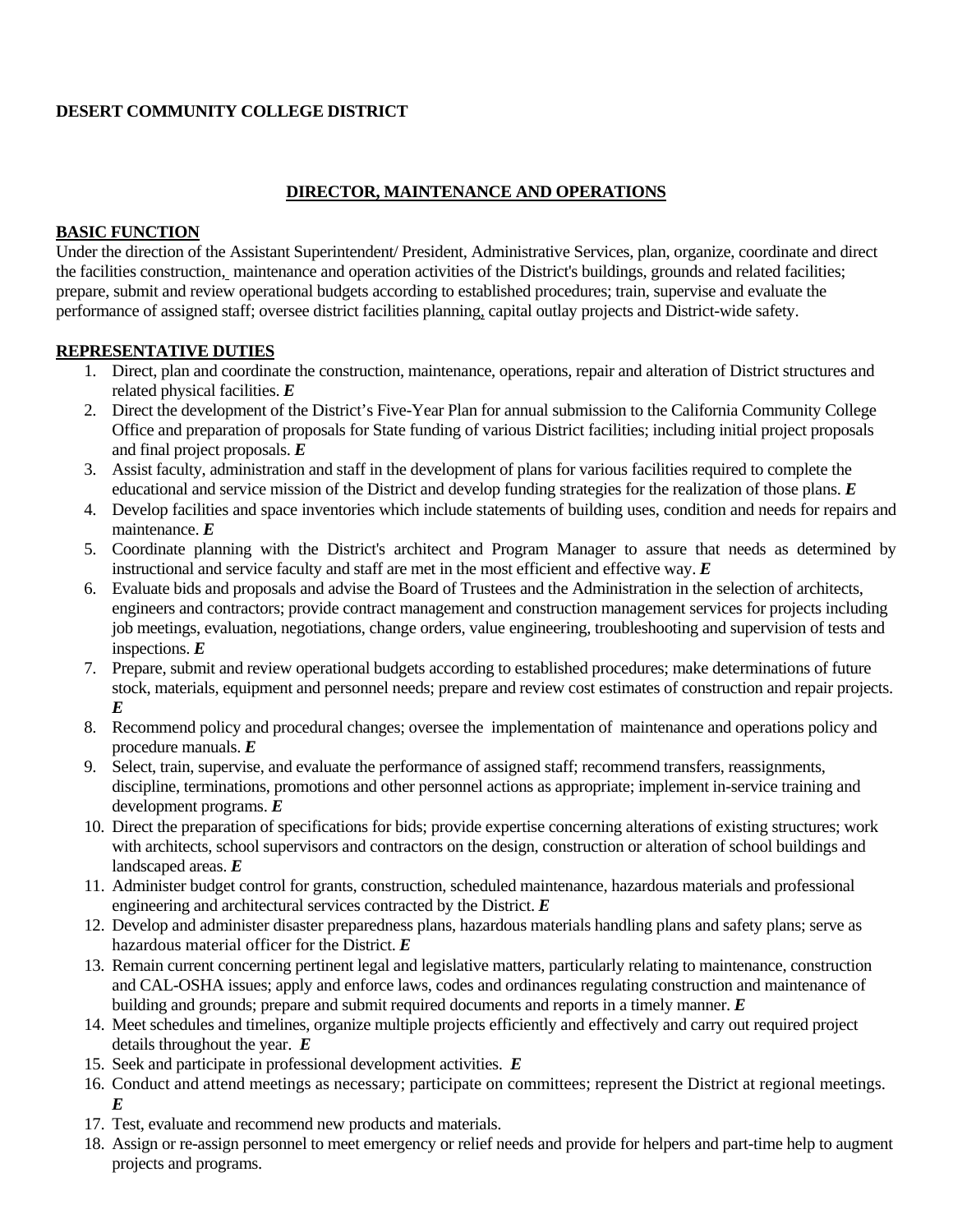**DESERT COMMUNITY COLLEGE DISTRICT**

## DIRECTOR, MAINTENANCE AND OPERATIONS

### BASIC FUNCTION

Under the direction of the Assistant Superintendent/ President, Administrative Services, plan, organize, coordinate and direct the facilities construction, maintenance and operation activities of the District's buildings, grounds and related facilities; prepare, submit and review operational budgets according to established procedures; train, supervise and evaluate the performance of assigned staff; oversee district facilities planning, capital outlay projects and District-wide safety.

### REPRESENTATIVE DUTIES

1. Direct, plan and coordinate the construction, maintenance, operations, repair and alteration of District structures and related physical facilities. ***E***
2. Direct the development of the District's Five-Year Plan for annual submission to the California Community College Office and preparation of proposals for State funding of various District facilities; including initial project proposals and final project proposals. ***E***
3. Assist faculty, administration and staff in the development of plans for various facilities required to complete the educational and service mission of the District and develop funding strategies for the realization of those plans. ***E***
4. Develop facilities and space inventories which include statements of building uses, condition and needs for repairs and maintenance. ***E***
5. Coordinate planning with the District's architect and Program Manager to assure that needs as determined by instructional and service faculty and staff are met in the most efficient and effective way. ***E***
6. Evaluate bids and proposals and advise the Board of Trustees and the Administration in the selection of architects, engineers and contractors; provide contract management and construction management services for projects including job meetings, evaluation, negotiations, change orders, value engineering, troubleshooting and supervision of tests and inspections. ***E***
7. Prepare, submit and review operational budgets according to established procedures; make determinations of future stock, materials, equipment and personnel needs; prepare and review cost estimates of construction and repair projects. ***E***
8. Recommend policy and procedural changes; oversee the implementation of maintenance and operations policy and procedure manuals. ***E***
9. Select, train, supervise, and evaluate the performance of assigned staff; recommend transfers, reassignments, discipline, terminations, promotions and other personnel actions as appropriate; implement in-service training and development programs. ***E***
10. Direct the preparation of specifications for bids; provide expertise concerning alterations of existing structures; work with architects, school supervisors and contractors on the design, construction or alteration of school buildings and landscaped areas. ***E***
11. Administer budget control for grants, construction, scheduled maintenance, hazardous materials and professional engineering and architectural services contracted by the District. ***E***
12. Develop and administer disaster preparedness plans, hazardous materials handling plans and safety plans; serve as hazardous material officer for the District. ***E***
13. Remain current concerning pertinent legal and legislative matters, particularly relating to maintenance, construction and CAL-OSHA issues; apply and enforce laws, codes and ordinances regulating construction and maintenance of building and grounds; prepare and submit required documents and reports in a timely manner. ***E***
14. Meet schedules and timelines, organize multiple projects efficiently and effectively and carry out required project details throughout the year. ***E***
15. Seek and participate in professional development activities. ***E***
16. Conduct and attend meetings as necessary; participate on committees; represent the District at regional meetings. ***E***
17. Test, evaluate and recommend new products and materials.
18. Assign or re-assign personnel to meet emergency or relief needs and provide for helpers and part-time help to augment projects and programs.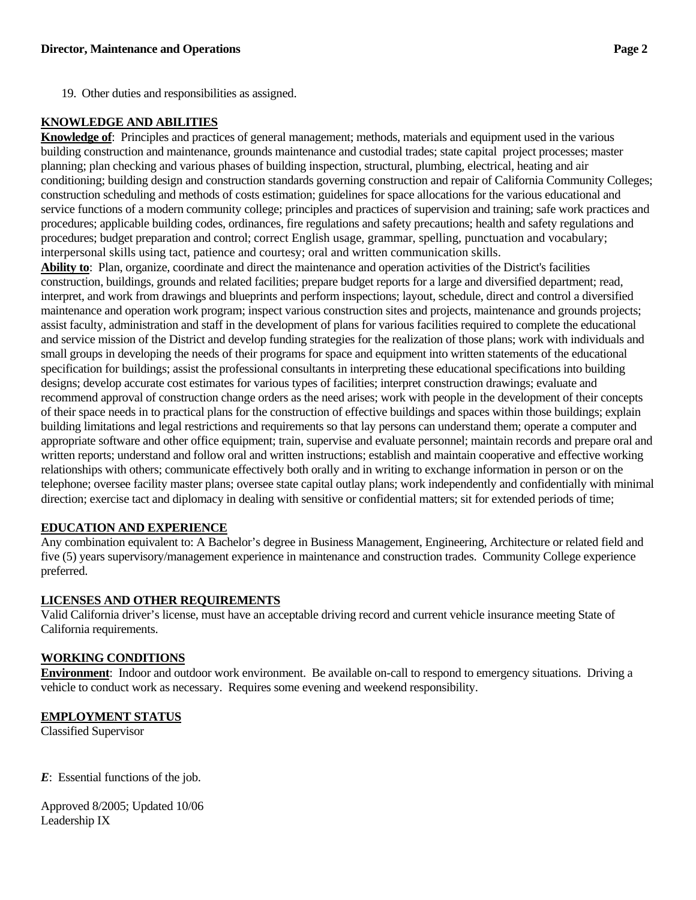19. Other duties and responsibilities as assigned.

## KNOWLEDGE AND ABILITIES

**Knowledge of**: Principles and practices of general management; methods, materials and equipment used in the various building construction and maintenance, grounds maintenance and custodial trades; state capital project processes; master planning; plan checking and various phases of building inspection, structural, plumbing, electrical, heating and air conditioning; building design and construction standards governing construction and repair of California Community Colleges; construction scheduling and methods of costs estimation; guidelines for space allocations for the various educational and service functions of a modern community college; principles and practices of supervision and training; safe work practices and procedures; applicable building codes, ordinances, fire regulations and safety precautions; health and safety regulations and procedures; budget preparation and control; correct English usage, grammar, spelling, punctuation and vocabulary; interpersonal skills using tact, patience and courtesy; oral and written communication skills.

**Ability to**: Plan, organize, coordinate and direct the maintenance and operation activities of the District's facilities construction, buildings, grounds and related facilities; prepare budget reports for a large and diversified department; read, interpret, and work from drawings and blueprints and perform inspections; layout, schedule, direct and control a diversified maintenance and operation work program; inspect various construction sites and projects, maintenance and grounds projects; assist faculty, administration and staff in the development of plans for various facilities required to complete the educational and service mission of the District and develop funding strategies for the realization of those plans; work with individuals and small groups in developing the needs of their programs for space and equipment into written statements of the educational specification for buildings; assist the professional consultants in interpreting these educational specifications into building designs; develop accurate cost estimates for various types of facilities; interpret construction drawings; evaluate and recommend approval of construction change orders as the need arises; work with people in the development of their concepts of their space needs in to practical plans for the construction of effective buildings and spaces within those buildings; explain building limitations and legal restrictions and requirements so that lay persons can understand them; operate a computer and appropriate software and other office equipment; train, supervise and evaluate personnel; maintain records and prepare oral and written reports; understand and follow oral and written instructions; establish and maintain cooperative and effective working relationships with others; communicate effectively both orally and in writing to exchange information in person or on the telephone; oversee facility master plans; oversee state capital outlay plans; work independently and confidentially with minimal direction; exercise tact and diplomacy in dealing with sensitive or confidential matters; sit for extended periods of time;

## EDUCATION AND EXPERIENCE

Any combination equivalent to: A Bachelor's degree in Business Management, Engineering, Architecture or related field and five (5) years supervisory/management experience in maintenance and construction trades. Community College experience preferred.

## LICENSES AND OTHER REQUIREMENTS

Valid California driver's license, must have an acceptable driving record and current vehicle insurance meeting State of California requirements.

## WORKING CONDITIONS

**Environment**: Indoor and outdoor work environment. Be available on-call to respond to emergency situations. Driving a vehicle to conduct work as necessary. Requires some evening and weekend responsibility.

## EMPLOYMENT STATUS

Classified Supervisor

***E***: Essential functions of the job.

Approved 8/2005; Updated 10/06
Leadership IX